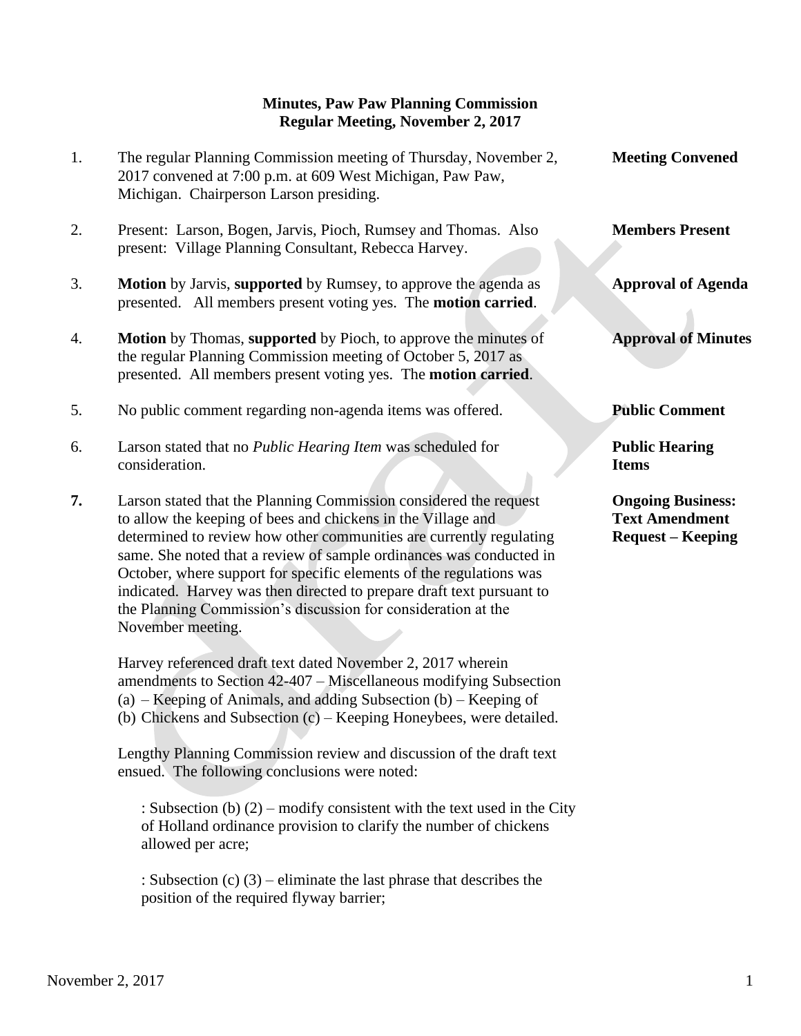**Minutes, Paw Paw Planning Commission**
**Regular Meeting, November 2, 2017**

1. The regular Planning Commission meeting of Thursday, November 2, 2017 convened at 7:00 p.m. at 609 West Michigan, Paw Paw, Michigan. Chairperson Larson presiding. **Meeting Convened**

2. Present: Larson, Bogen, Jarvis, Pioch, Rumsey and Thomas. Also present: Village Planning Consultant, Rebecca Harvey. **Members Present**

3. **Motion** by Jarvis, **supported** by Rumsey, to approve the agenda as presented. All members present voting yes. The **motion carried**. **Approval of Agenda**

4. **Motion** by Thomas, **supported** by Pioch, to approve the minutes of the regular Planning Commission meeting of October 5, 2017 as presented. All members present voting yes. The **motion carried**. **Approval of Minutes**

5. No public comment regarding non-agenda items was offered. **Public Comment**

6. Larson stated that no *Public Hearing Item* was scheduled for consideration. **Public Hearing Items**

7. Larson stated that the Planning Commission considered the request to allow the keeping of bees and chickens in the Village and determined to review how other communities are currently regulating same. She noted that a review of sample ordinances was conducted in October, where support for specific elements of the regulations was indicated. Harvey was then directed to prepare draft text pursuant to the Planning Commission's discussion for consideration at the November meeting. **Ongoing Business: Text Amendment Request – Keeping**

   Harvey referenced draft text dated November 2, 2017 wherein amendments to Section 42-407 – Miscellaneous modifying Subsection (a) – Keeping of Animals, and adding Subsection (b) – Keeping of (b) Chickens and Subsection (c) – Keeping Honeybees, were detailed.

   Lengthy Planning Commission review and discussion of the draft text ensued. The following conclusions were noted:

   : Subsection (b) (2) – modify consistent with the text used in the City of Holland ordinance provision to clarify the number of chickens allowed per acre;

   : Subsection (c) (3) – eliminate the last phrase that describes the position of the required flyway barrier;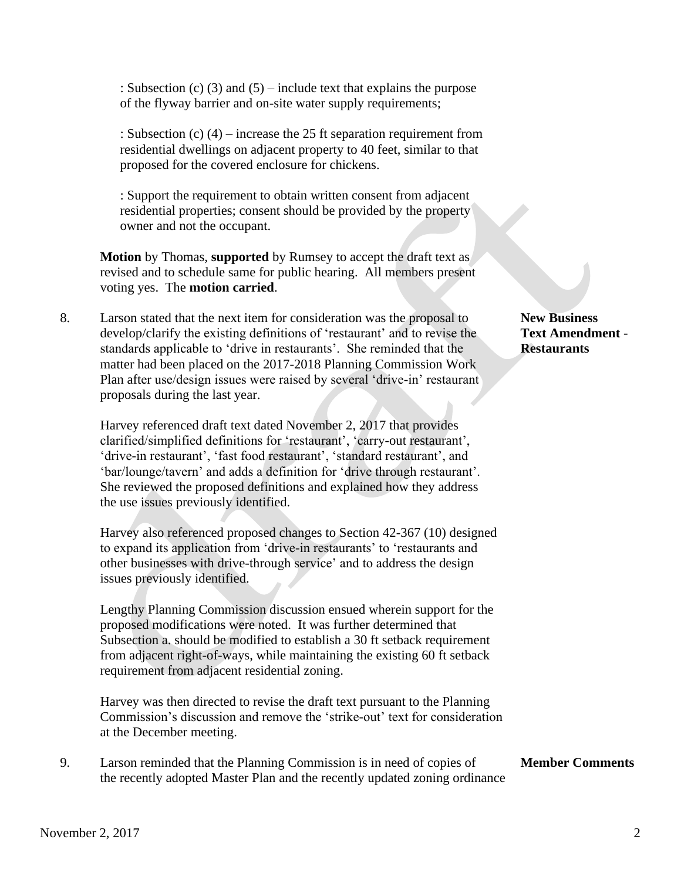: Subsection (c) (3) and (5) – include text that explains the purpose of the flyway barrier and on-site water supply requirements;

: Subsection (c) (4) – increase the 25 ft separation requirement from residential dwellings on adjacent property to 40 feet, similar to that proposed for the covered enclosure for chickens.

: Support the requirement to obtain written consent from adjacent residential properties; consent should be provided by the property owner and not the occupant.

**Motion** by Thomas, **supported** by Rumsey to accept the draft text as revised and to schedule same for public hearing. All members present voting yes. The **motion carried**.

**New Business Text Amendment - Restaurants**

8. Larson stated that the next item for consideration was the proposal to develop/clarify the existing definitions of 'restaurant' and to revise the standards applicable to 'drive in restaurants'. She reminded that the matter had been placed on the 2017-2018 Planning Commission Work Plan after use/design issues were raised by several 'drive-in' restaurant proposals during the last year.

   Harvey referenced draft text dated November 2, 2017 that provides clarified/simplified definitions for 'restaurant', 'carry-out restaurant', 'drive-in restaurant', 'fast food restaurant', 'standard restaurant', and 'bar/lounge/tavern' and adds a definition for 'drive through restaurant'. She reviewed the proposed definitions and explained how they address the use issues previously identified.

   Harvey also referenced proposed changes to Section 42-367 (10) designed to expand its application from 'drive-in restaurants' to 'restaurants and other businesses with drive-through service' and to address the design issues previously identified.

   Lengthy Planning Commission discussion ensued wherein support for the proposed modifications were noted. It was further determined that Subsection a. should be modified to establish a 30 ft setback requirement from adjacent right-of-ways, while maintaining the existing 60 ft setback requirement from adjacent residential zoning.

   Harvey was then directed to revise the draft text pursuant to the Planning Commission's discussion and remove the 'strike-out' text for consideration at the December meeting.

**Member Comments**

9. Larson reminded that the Planning Commission is in need of copies of the recently adopted Master Plan and the recently updated zoning ordinance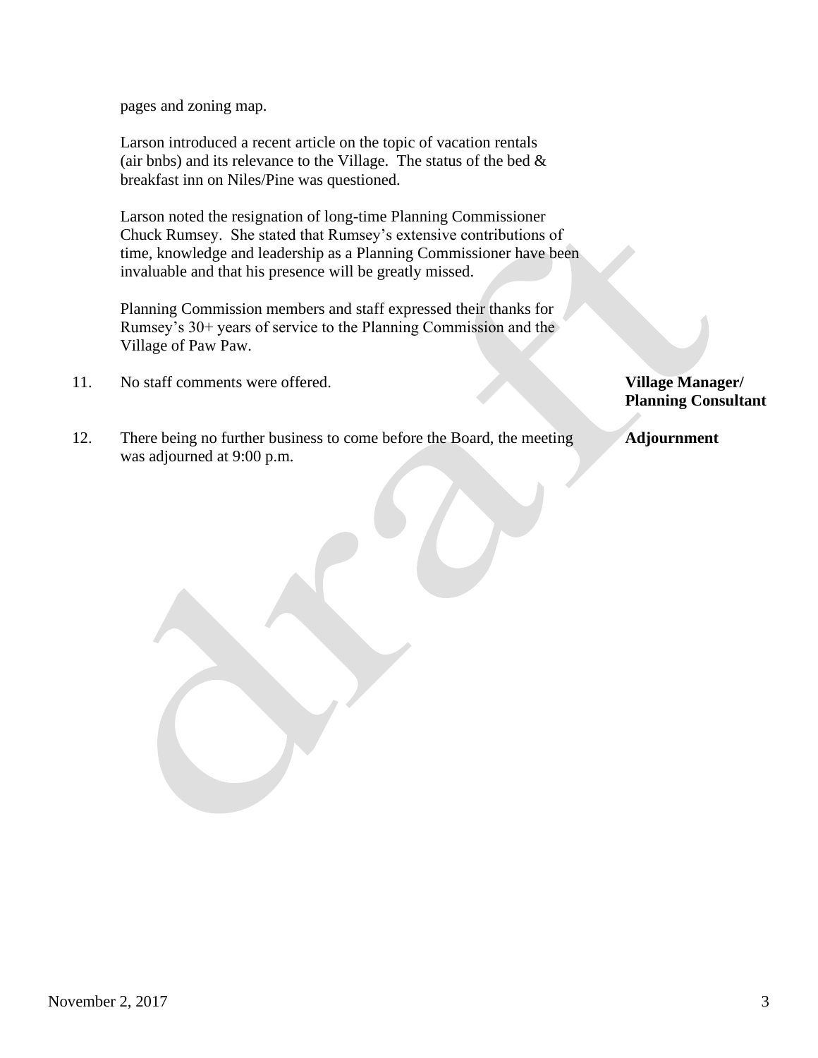pages and zoning map.

Larson introduced a recent article on the topic of vacation rentals (air bnbs) and its relevance to the Village. The status of the bed & breakfast inn on Niles/Pine was questioned.

Larson noted the resignation of long-time Planning Commissioner Chuck Rumsey. She stated that Rumsey's extensive contributions of time, knowledge and leadership as a Planning Commissioner have been invaluable and that his presence will be greatly missed.

Planning Commission members and staff expressed their thanks for Rumsey's 30+ years of service to the Planning Commission and the Village of Paw Paw.

11. No staff comments were offered. **Village Manager/ Planning Consultant**

12. There being no further business to come before the Board, the meeting was adjourned at 9:00 p.m. **Adjournment**

November 2, 2017